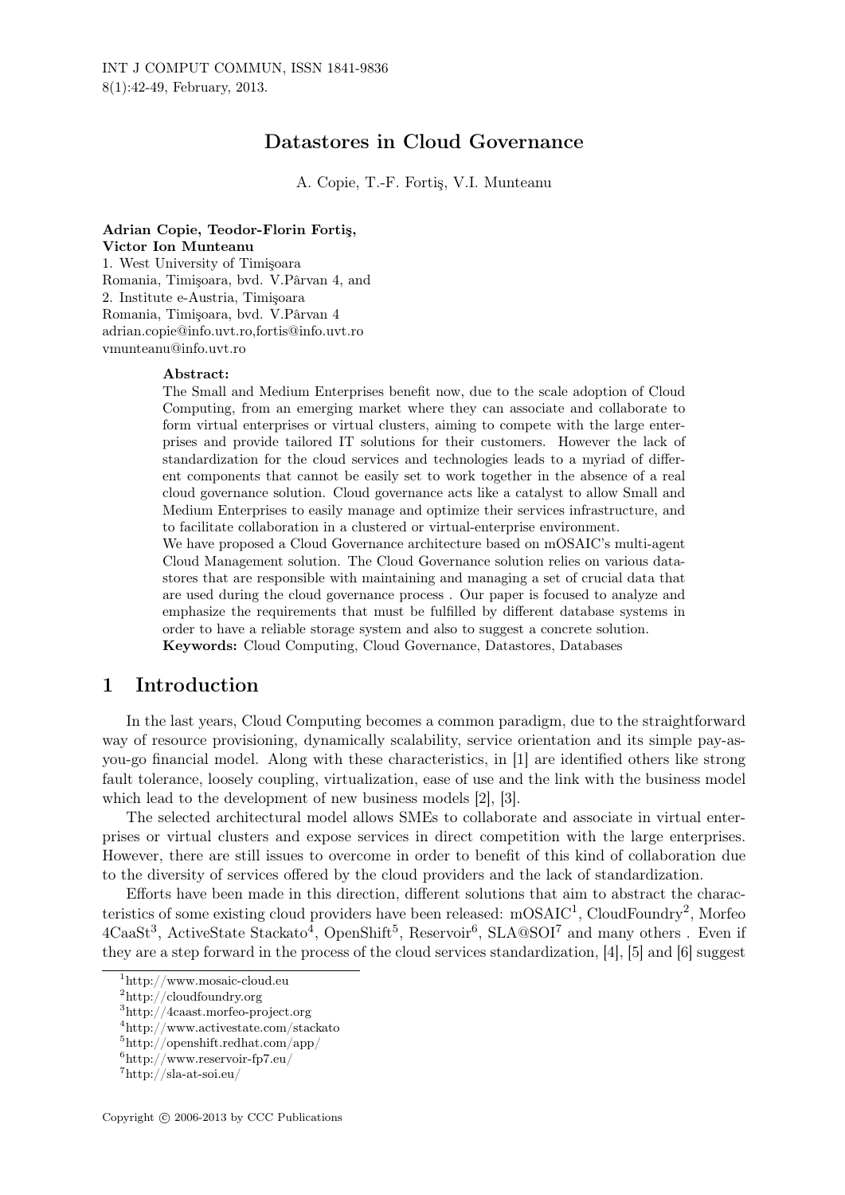# Datastores in Cloud Governance

A. Copie, T.-F. Fortiş, V.I. Munteanu

**Adrian Copie, Teodor-Florin Fortiş, Victor Ion Munteanu**
1. West University of Timişoara
Romania, Timişoara, bvd. V.Pârvan 4, and
2. Institute e-Austria, Timişoara
Romania, Timişoara, bvd. V.Pârvan 4
adrian.copie@info.uvt.ro,fortis@info.uvt.ro
vmunteanu@info.uvt.ro

**Abstract:**
The Small and Medium Enterprises benefit now, due to the scale adoption of Cloud Computing, from an emerging market where they can associate and collaborate to form virtual enterprises or virtual clusters, aiming to compete with the large enterprises and provide tailored IT solutions for their customers. However the lack of standardization for the cloud services and technologies leads to a myriad of different components that cannot be easily set to work together in the absence of a real cloud governance solution. Cloud governance acts like a catalyst to allow Small and Medium Enterprises to easily manage and optimize their services infrastructure, and to facilitate collaboration in a clustered or virtual-enterprise environment.
We have proposed a Cloud Governance architecture based on mOSAIC's multi-agent Cloud Management solution. The Cloud Governance solution relies on various datastores that are responsible with maintaining and managing a set of crucial data that are used during the cloud governance process . Our paper is focused to analyze and emphasize the requirements that must be fulfilled by different database systems in order to have a reliable storage system and also to suggest a concrete solution.
**Keywords:** Cloud Computing, Cloud Governance, Datastores, Databases

## 1 Introduction

In the last years, Cloud Computing becomes a common paradigm, due to the straightforward way of resource provisioning, dynamically scalability, service orientation and its simple pay-as-you-go financial model. Along with these characteristics, in [1] are identified others like strong fault tolerance, loosely coupling, virtualization, ease of use and the link with the business model which lead to the development of new business models [2], [3].

The selected architectural model allows SMEs to collaborate and associate in virtual enterprises or virtual clusters and expose services in direct competition with the large enterprises. However, there are still issues to overcome in order to benefit of this kind of collaboration due to the diversity of services offered by the cloud providers and the lack of standardization.

Efforts have been made in this direction, different solutions that aim to abstract the characteristics of some existing cloud providers have been released: mOSAIC[1], CloudFoundry[2], Morfeo 4CaaSt[3], ActiveState Stackato[4], OpenShift[5], Reservoir[6], SLA@SOI[7] and many others . Even if they are a step forward in the process of the cloud services standardization, [4], [5] and [6] suggest

[1] http://www.mosaic-cloud.eu
[2] http://cloudfoundry.org
[3] http://4caast.morfeo-project.org
[4] http://www.activestate.com/stackato
[5] http://openshift.redhat.com/app/
[6] http://www.reservoir-fp7.eu/
[7] http://sla-at-soi.eu/

Copyright © 2006-2013 by CCC Publications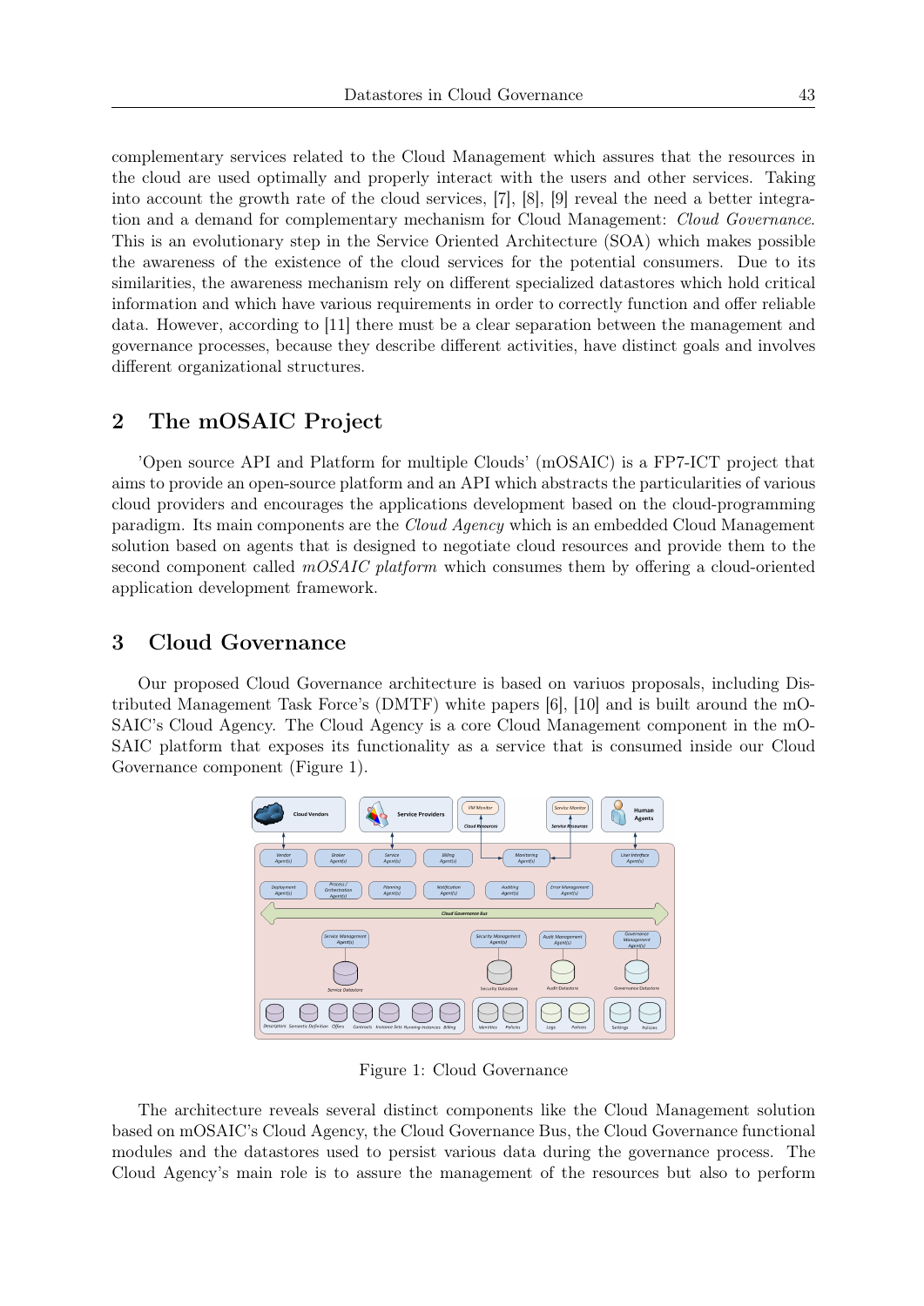complementary services related to the Cloud Management which assures that the resources in the cloud are used optimally and properly interact with the users and other services. Taking into account the growth rate of the cloud services, [7], [8], [9] reveal the need a better integration and a demand for complementary mechanism for Cloud Management: *Cloud Governance*. This is an evolutionary step in the Service Oriented Architecture (SOA) which makes possible the awareness of the existence of the cloud services for the potential consumers. Due to its similarities, the awareness mechanism rely on different specialized datastores which hold critical information and which have various requirements in order to correctly function and offer reliable data. However, according to [11] there must be a clear separation between the management and governance processes, because they describe different activities, have distinct goals and involves different organizational structures.

## 2 The mOSAIC Project

'Open source API and Platform for multiple Clouds' (mOSAIC) is a FP7-ICT project that aims to provide an open-source platform and an API which abstracts the particularities of various cloud providers and encourages the applications development based on the cloud-programming paradigm. Its main components are the *Cloud Agency* which is an embedded Cloud Management solution based on agents that is designed to negotiate cloud resources and provide them to the second component called *mOSAIC platform* which consumes them by offering a cloud-oriented application development framework.

## 3 Cloud Governance

Our proposed Cloud Governance architecture is based on variuos proposals, including Distributed Management Task Force's (DMTF) white papers [6], [10] and is built around the mOSAIC's Cloud Agency. The Cloud Agency is a core Cloud Management component in the mOSAIC platform that exposes its functionality as a service that is consumed inside our Cloud Governance component (Figure 1).

Figure 1: Cloud Governance

The architecture reveals several distinct components like the Cloud Management solution based on mOSAIC's Cloud Agency, the Cloud Governance Bus, the Cloud Governance functional modules and the datastores used to persist various data during the governance process. The Cloud Agency's main role is to assure the management of the resources but also to perform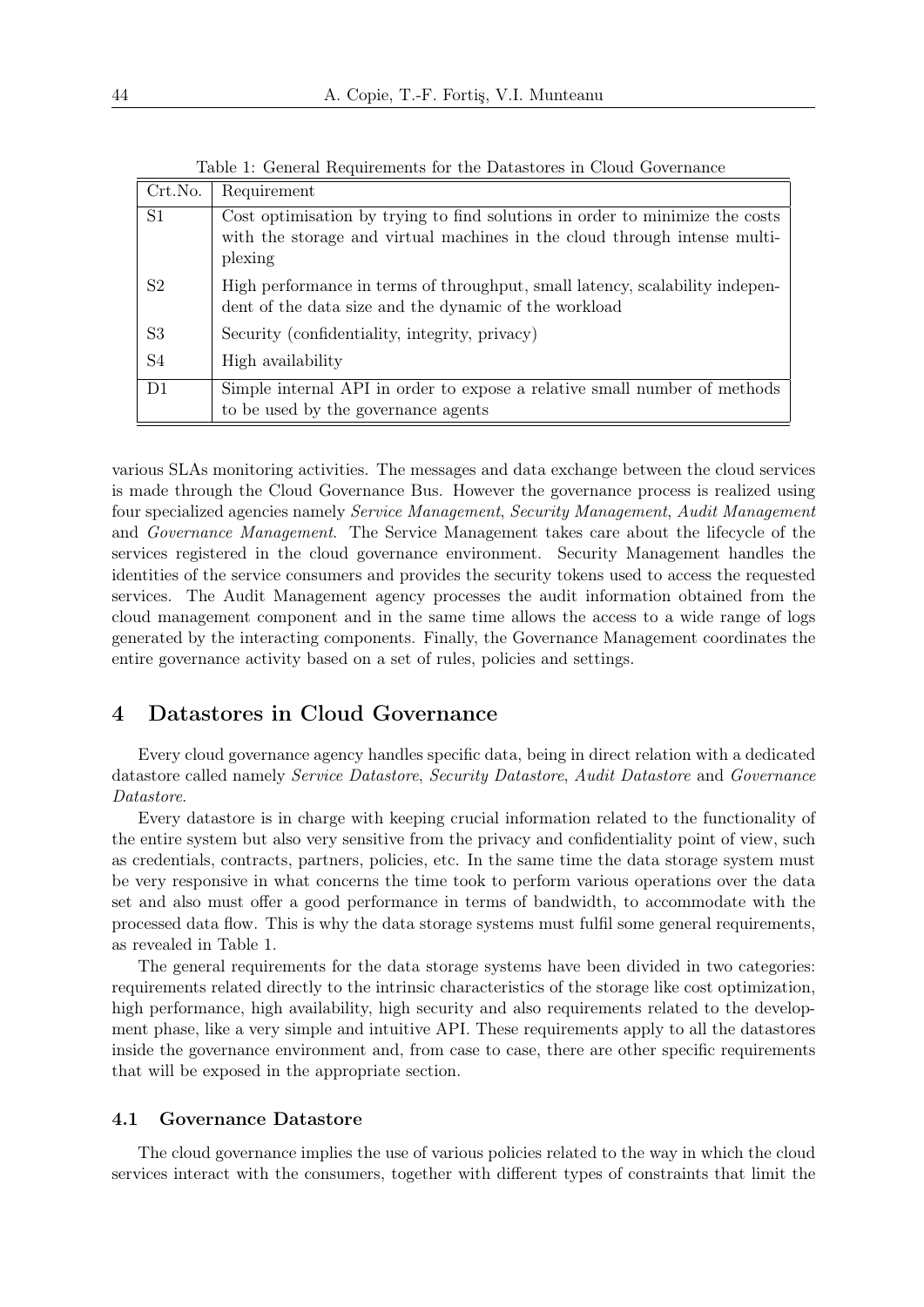Table 1: General Requirements for the Datastores in Cloud Governance

| Crt.No. | Requirement |
| --- | --- |
| S1 | Cost optimisation by trying to find solutions in order to minimize the costs with the storage and virtual machines in the cloud through intense multiplexing |
| S2 | High performance in terms of throughput, small latency, scalability independent of the data size and the dynamic of the workload |
| S3 | Security (confidentiality, integrity, privacy) |
| S4 | High availability |
| D1 | Simple internal API in order to expose a relative small number of methods to be used by the governance agents |

various SLAs monitoring activities. The messages and data exchange between the cloud services is made through the Cloud Governance Bus. However the governance process is realized using four specialized agencies namely *Service Management*, *Security Management*, *Audit Management* and *Governance Management*. The Service Management takes care about the lifecycle of the services registered in the cloud governance environment. Security Management handles the identities of the service consumers and provides the security tokens used to access the requested services. The Audit Management agency processes the audit information obtained from the cloud management component and in the same time allows the access to a wide range of logs generated by the interacting components. Finally, the Governance Management coordinates the entire governance activity based on a set of rules, policies and settings.

## 4 Datastores in Cloud Governance

Every cloud governance agency handles specific data, being in direct relation with a dedicated datastore called namely *Service Datastore*, *Security Datastore*, *Audit Datastore* and *Governance Datastore*.

Every datastore is in charge with keeping crucial information related to the functionality of the entire system but also very sensitive from the privacy and confidentiality point of view, such as credentials, contracts, partners, policies, etc. In the same time the data storage system must be very responsive in what concerns the time took to perform various operations over the data set and also must offer a good performance in terms of bandwidth, to accommodate with the processed data flow. This is why the data storage systems must fulfil some general requirements, as revealed in Table 1.

The general requirements for the data storage systems have been divided in two categories: requirements related directly to the intrinsic characteristics of the storage like cost optimization, high performance, high availability, high security and also requirements related to the development phase, like a very simple and intuitive API. These requirements apply to all the datastores inside the governance environment and, from case to case, there are other specific requirements that will be exposed in the appropriate section.

### 4.1 Governance Datastore

The cloud governance implies the use of various policies related to the way in which the cloud services interact with the consumers, together with different types of constraints that limit the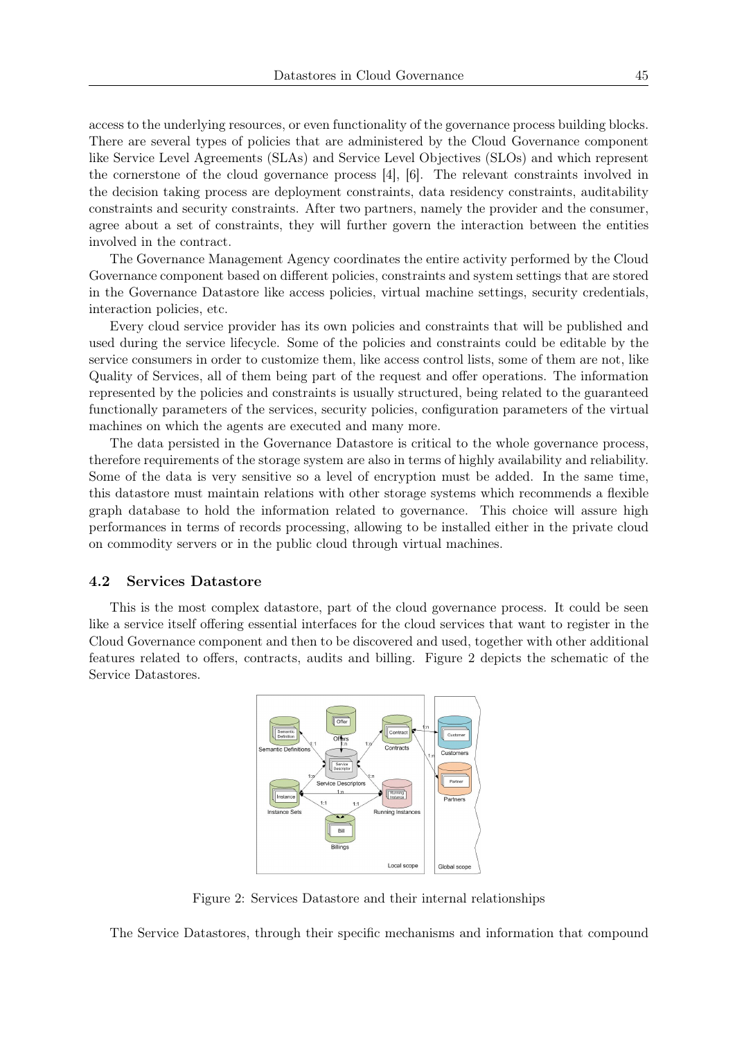access to the underlying resources, or even functionality of the governance process building blocks. There are several types of policies that are administered by the Cloud Governance component like Service Level Agreements (SLAs) and Service Level Objectives (SLOs) and which represent the cornerstone of the cloud governance process [4], [6]. The relevant constraints involved in the decision taking process are deployment constraints, data residency constraints, auditability constraints and security constraints. After two partners, namely the provider and the consumer, agree about a set of constraints, they will further govern the interaction between the entities involved in the contract.

The Governance Management Agency coordinates the entire activity performed by the Cloud Governance component based on different policies, constraints and system settings that are stored in the Governance Datastore like access policies, virtual machine settings, security credentials, interaction policies, etc.

Every cloud service provider has its own policies and constraints that will be published and used during the service lifecycle. Some of the policies and constraints could be editable by the service consumers in order to customize them, like access control lists, some of them are not, like Quality of Services, all of them being part of the request and offer operations. The information represented by the policies and constraints is usually structured, being related to the guaranteed functionally parameters of the services, security policies, configuration parameters of the virtual machines on which the agents are executed and many more.

The data persisted in the Governance Datastore is critical to the whole governance process, therefore requirements of the storage system are also in terms of highly availability and reliability. Some of the data is very sensitive so a level of encryption must be added. In the same time, this datastore must maintain relations with other storage systems which recommends a flexible graph database to hold the information related to governance. This choice will assure high performances in terms of records processing, allowing to be installed either in the private cloud on commodity servers or in the public cloud through virtual machines.

### 4.2 Services Datastore

This is the most complex datastore, part of the cloud governance process. It could be seen like a service itself offering essential interfaces for the cloud services that want to register in the Cloud Governance component and then to be discovered and used, together with other additional features related to offers, contracts, audits and billing. Figure 2 depicts the schematic of the Service Datastores.

Figure 2: Services Datastore and their internal relationships

The Service Datastores, through their specific mechanisms and information that compound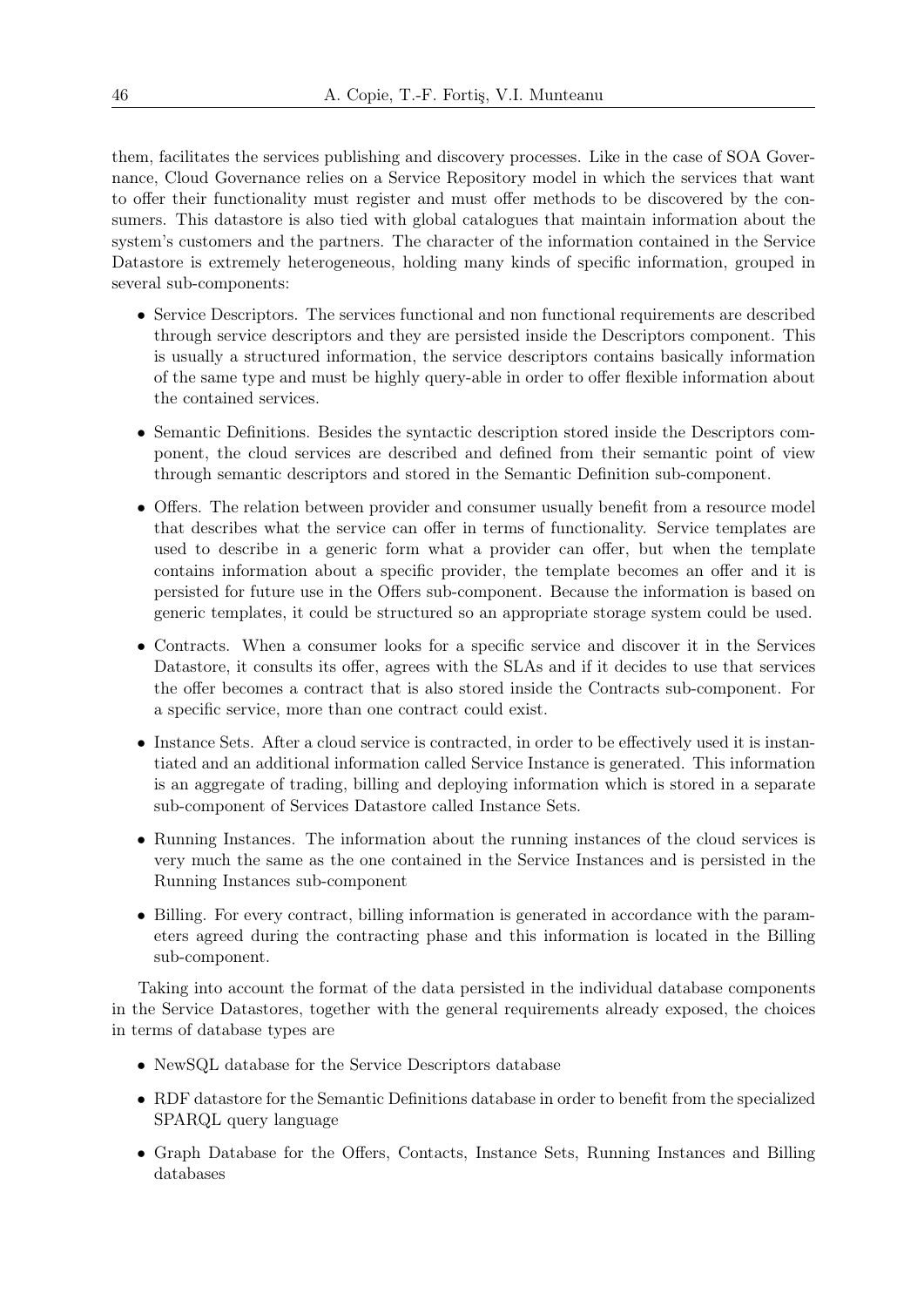them, facilitates the services publishing and discovery processes. Like in the case of SOA Governance, Cloud Governance relies on a Service Repository model in which the services that want to offer their functionality must register and must offer methods to be discovered by the consumers. This datastore is also tied with global catalogues that maintain information about the system's customers and the partners. The character of the information contained in the Service Datastore is extremely heterogeneous, holding many kinds of specific information, grouped in several sub-components:

- Service Descriptors. The services functional and non functional requirements are described through service descriptors and they are persisted inside the Descriptors component. This is usually a structured information, the service descriptors contains basically information of the same type and must be highly query-able in order to offer flexible information about the contained services.
- Semantic Definitions. Besides the syntactic description stored inside the Descriptors component, the cloud services are described and defined from their semantic point of view through semantic descriptors and stored in the Semantic Definition sub-component.
- Offers. The relation between provider and consumer usually benefit from a resource model that describes what the service can offer in terms of functionality. Service templates are used to describe in a generic form what a provider can offer, but when the template contains information about a specific provider, the template becomes an offer and it is persisted for future use in the Offers sub-component. Because the information is based on generic templates, it could be structured so an appropriate storage system could be used.
- Contracts. When a consumer looks for a specific service and discover it in the Services Datastore, it consults its offer, agrees with the SLAs and if it decides to use that services the offer becomes a contract that is also stored inside the Contracts sub-component. For a specific service, more than one contract could exist.
- Instance Sets. After a cloud service is contracted, in order to be effectively used it is instantiated and an additional information called Service Instance is generated. This information is an aggregate of trading, billing and deploying information which is stored in a separate sub-component of Services Datastore called Instance Sets.
- Running Instances. The information about the running instances of the cloud services is very much the same as the one contained in the Service Instances and is persisted in the Running Instances sub-component
- Billing. For every contract, billing information is generated in accordance with the parameters agreed during the contracting phase and this information is located in the Billing sub-component.

Taking into account the format of the data persisted in the individual database components in the Service Datastores, together with the general requirements already exposed, the choices in terms of database types are

- NewSQL database for the Service Descriptors database
- RDF datastore for the Semantic Definitions database in order to benefit from the specialized SPARQL query language
- Graph Database for the Offers, Contacts, Instance Sets, Running Instances and Billing databases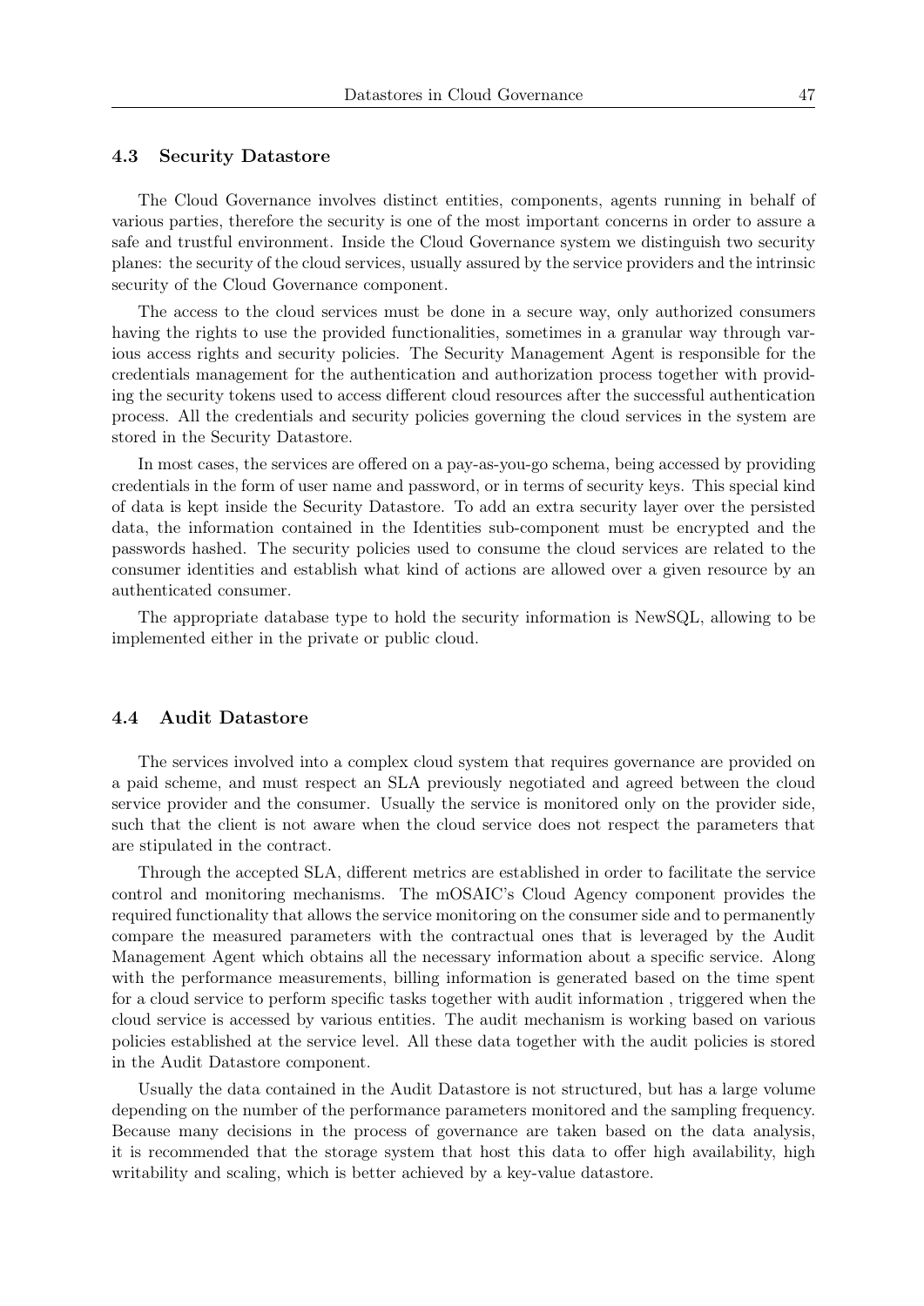### 4.3 Security Datastore

The Cloud Governance involves distinct entities, components, agents running in behalf of various parties, therefore the security is one of the most important concerns in order to assure a safe and trustful environment. Inside the Cloud Governance system we distinguish two security planes: the security of the cloud services, usually assured by the service providers and the intrinsic security of the Cloud Governance component.

The access to the cloud services must be done in a secure way, only authorized consumers having the rights to use the provided functionalities, sometimes in a granular way through various access rights and security policies. The Security Management Agent is responsible for the credentials management for the authentication and authorization process together with providing the security tokens used to access different cloud resources after the successful authentication process. All the credentials and security policies governing the cloud services in the system are stored in the Security Datastore.

In most cases, the services are offered on a pay-as-you-go schema, being accessed by providing credentials in the form of user name and password, or in terms of security keys. This special kind of data is kept inside the Security Datastore. To add an extra security layer over the persisted data, the information contained in the Identities sub-component must be encrypted and the passwords hashed. The security policies used to consume the cloud services are related to the consumer identities and establish what kind of actions are allowed over a given resource by an authenticated consumer.

The appropriate database type to hold the security information is NewSQL, allowing to be implemented either in the private or public cloud.

### 4.4 Audit Datastore

The services involved into a complex cloud system that requires governance are provided on a paid scheme, and must respect an SLA previously negotiated and agreed between the cloud service provider and the consumer. Usually the service is monitored only on the provider side, such that the client is not aware when the cloud service does not respect the parameters that are stipulated in the contract.

Through the accepted SLA, different metrics are established in order to facilitate the service control and monitoring mechanisms. The mOSAIC's Cloud Agency component provides the required functionality that allows the service monitoring on the consumer side and to permanently compare the measured parameters with the contractual ones that is leveraged by the Audit Management Agent which obtains all the necessary information about a specific service. Along with the performance measurements, billing information is generated based on the time spent for a cloud service to perform specific tasks together with audit information , triggered when the cloud service is accessed by various entities. The audit mechanism is working based on various policies established at the service level. All these data together with the audit policies is stored in the Audit Datastore component.

Usually the data contained in the Audit Datastore is not structured, but has a large volume depending on the number of the performance parameters monitored and the sampling frequency. Because many decisions in the process of governance are taken based on the data analysis, it is recommended that the storage system that host this data to offer high availability, high writability and scaling, which is better achieved by a key-value datastore.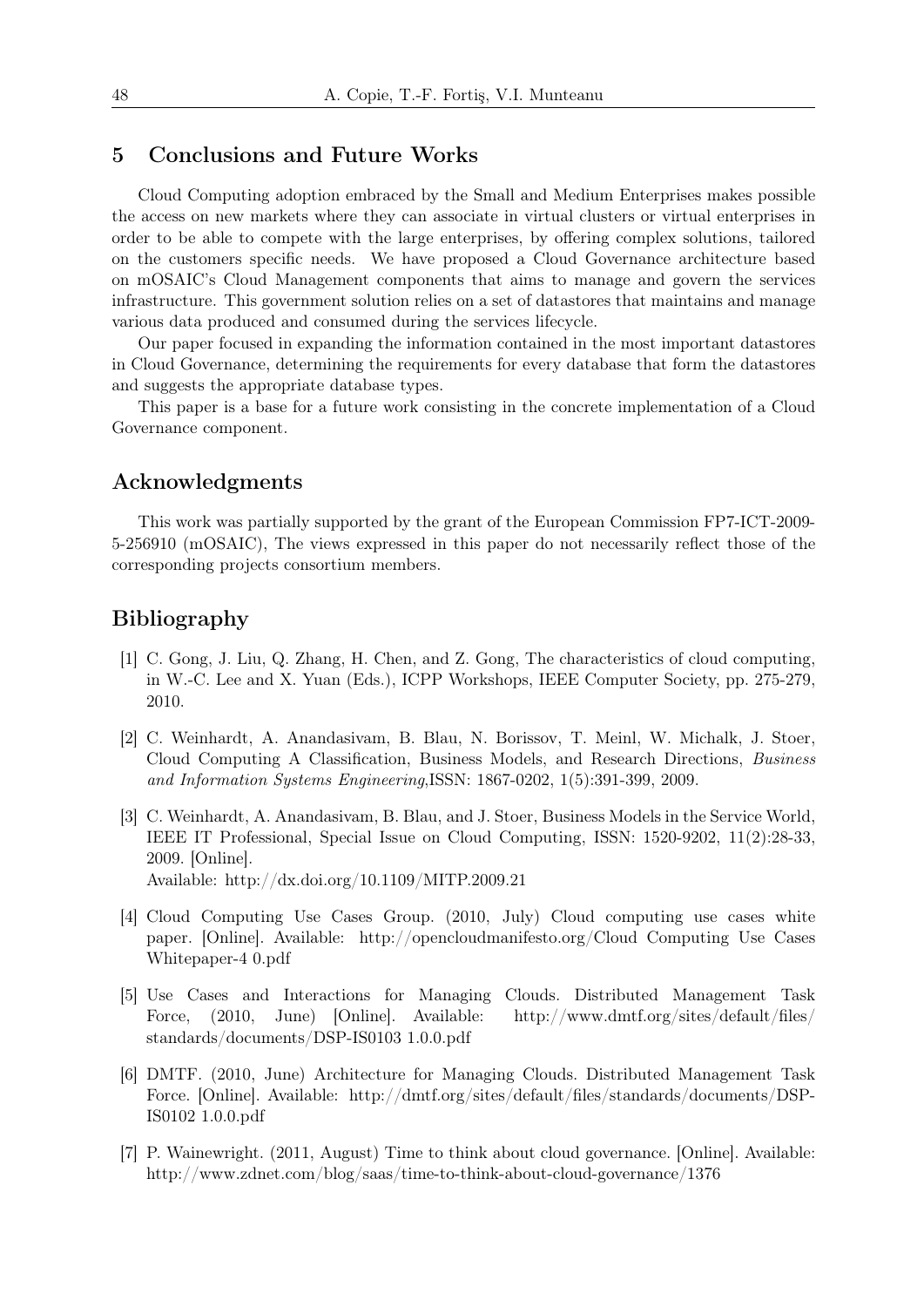## 5 Conclusions and Future Works

Cloud Computing adoption embraced by the Small and Medium Enterprises makes possible the access on new markets where they can associate in virtual clusters or virtual enterprises in order to be able to compete with the large enterprises, by offering complex solutions, tailored on the customers specific needs. We have proposed a Cloud Governance architecture based on mOSAIC's Cloud Management components that aims to manage and govern the services infrastructure. This government solution relies on a set of datastores that maintains and manage various data produced and consumed during the services lifecycle.

Our paper focused in expanding the information contained in the most important datastores in Cloud Governance, determining the requirements for every database that form the datastores and suggests the appropriate database types.

This paper is a base for a future work consisting in the concrete implementation of a Cloud Governance component.

## Acknowledgments

This work was partially supported by the grant of the European Commission FP7-ICT-2009-5-256910 (mOSAIC), The views expressed in this paper do not necessarily reflect those of the corresponding projects consortium members.

## Bibliography

[1] C. Gong, J. Liu, Q. Zhang, H. Chen, and Z. Gong, The characteristics of cloud computing, in W.-C. Lee and X. Yuan (Eds.), ICPP Workshops, IEEE Computer Society, pp. 275-279, 2010.

[2] C. Weinhardt, A. Anandasivam, B. Blau, N. Borissov, T. Meinl, W. Michalk, J. Stoer, Cloud Computing A Classification, Business Models, and Research Directions, *Business and Information Systems Engineering*,ISSN: 1867-0202, 1(5):391-399, 2009.

[3] C. Weinhardt, A. Anandasivam, B. Blau, and J. Stoer, Business Models in the Service World, IEEE IT Professional, Special Issue on Cloud Computing, ISSN: 1520-9202, 11(2):28-33, 2009. [Online].
Available: http://dx.doi.org/10.1109/MITP.2009.21

[4] Cloud Computing Use Cases Group. (2010, July) Cloud computing use cases white paper. [Online]. Available: http://opencloudmanifesto.org/Cloud Computing Use Cases Whitepaper-4 0.pdf

[5] Use Cases and Interactions for Managing Clouds. Distributed Management Task Force, (2010, June) [Online]. Available: http://www.dmtf.org/sites/default/files/standards/documents/DSP-IS0103 1.0.0.pdf

[6] DMTF. (2010, June) Architecture for Managing Clouds. Distributed Management Task Force. [Online]. Available: http://dmtf.org/sites/default/files/standards/documents/DSP-IS0102 1.0.0.pdf

[7] P. Wainewright. (2011, August) Time to think about cloud governance. [Online]. Available: http://www.zdnet.com/blog/saas/time-to-think-about-cloud-governance/1376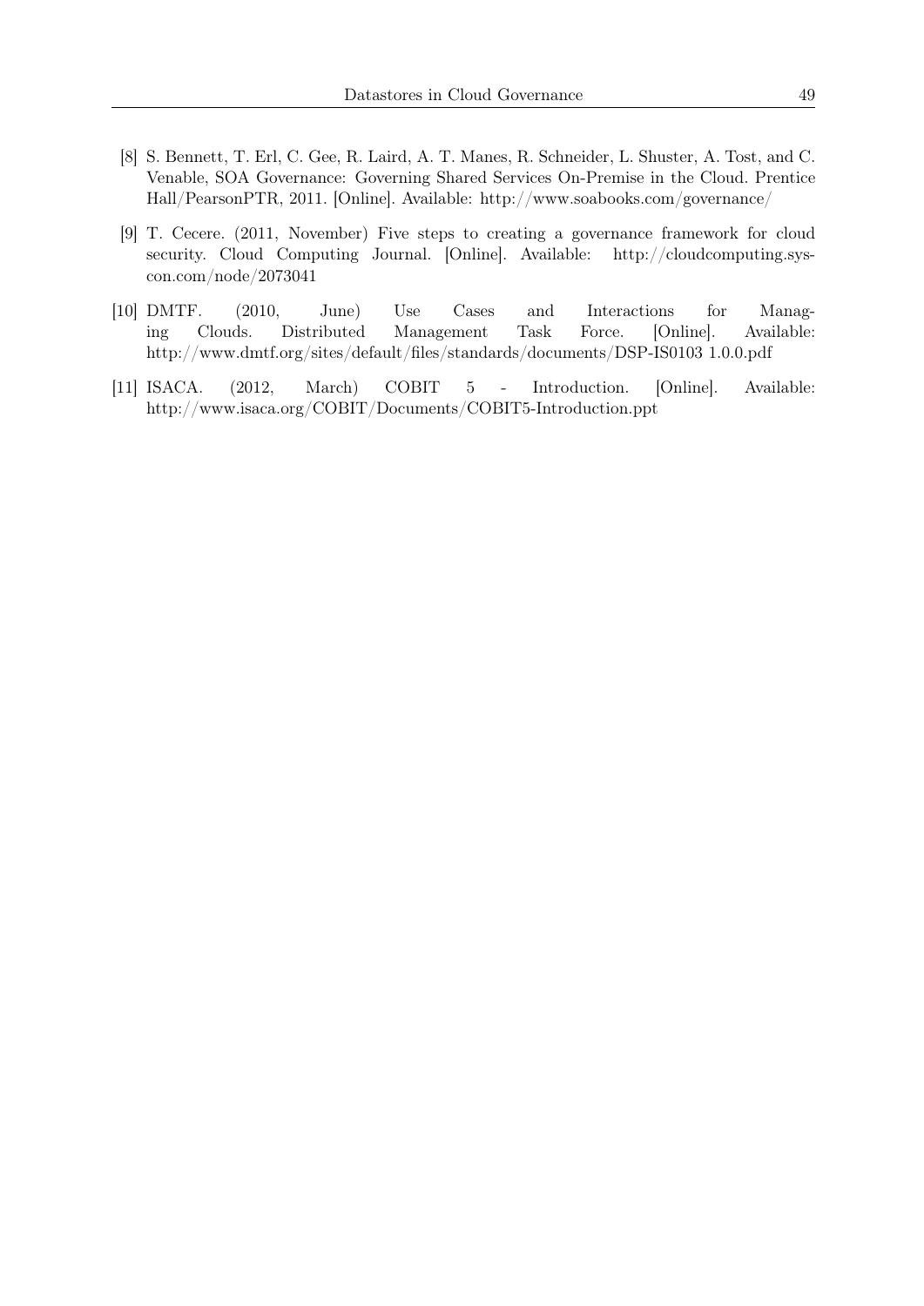[8] S. Bennett, T. Erl, C. Gee, R. Laird, A. T. Manes, R. Schneider, L. Shuster, A. Tost, and C. Venable, SOA Governance: Governing Shared Services On-Premise in the Cloud. Prentice Hall/PearsonPTR, 2011. [Online]. Available: http://www.soabooks.com/governance/

[9] T. Cecere. (2011, November) Five steps to creating a governance framework for cloud security. Cloud Computing Journal. [Online]. Available: http://cloudcomputing.sys-con.com/node/2073041

[10] DMTF. (2010, June) Use Cases and Interactions for Managing Clouds. Distributed Management Task Force. [Online]. Available: http://www.dmtf.org/sites/default/files/standards/documents/DSP-IS0103 1.0.0.pdf

[11] ISACA. (2012, March) COBIT 5 - Introduction. [Online]. Available: http://www.isaca.org/COBIT/Documents/COBIT5-Introduction.ppt